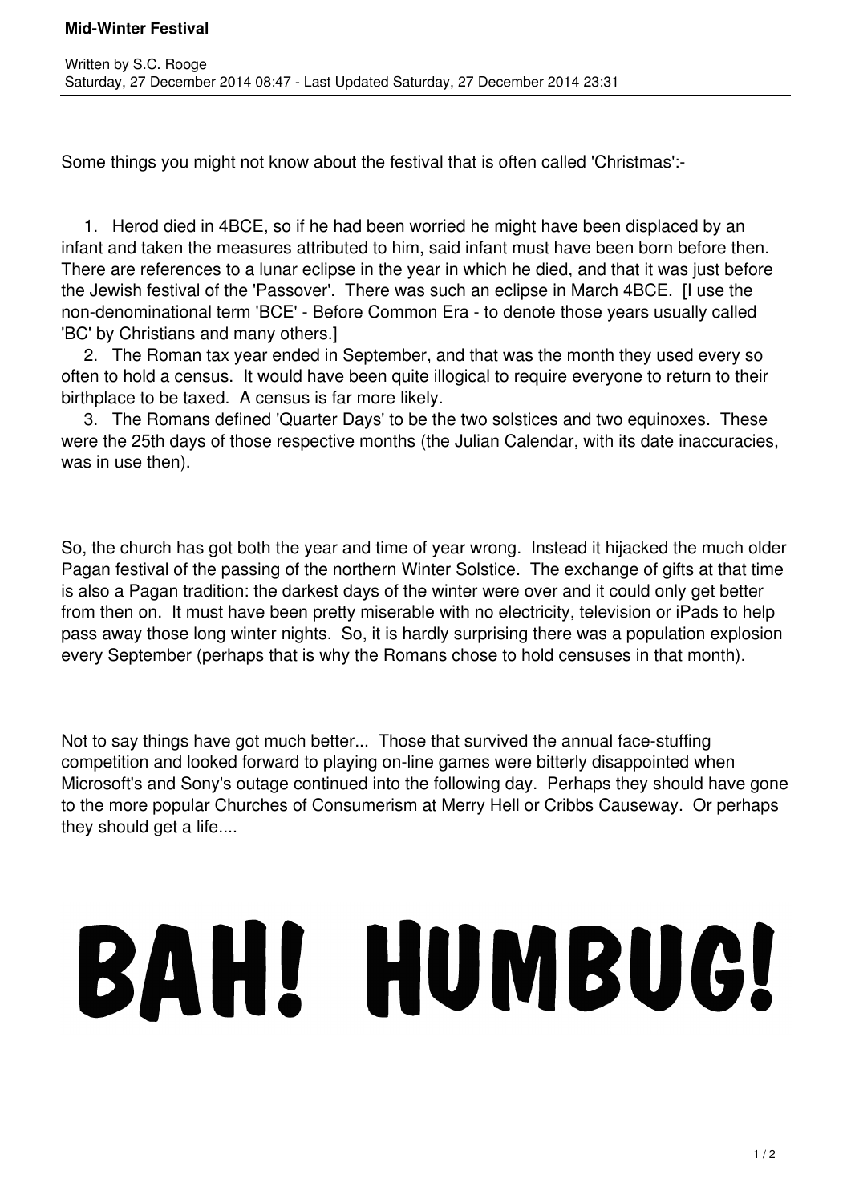# Mid-Winter Festival

Written by S.C. Rooge
Saturday, 27 December 2014 08:47 - Last Updated Saturday, 27 December 2014 23:31

Some things you might not know about the festival that is often called 'Christmas':-

1. Herod died in 4BCE, so if he had been worried he might have been displaced by an infant and taken the measures attributed to him, said infant must have been born before then. There are references to a lunar eclipse in the year in which he died, and that it was just before the Jewish festival of the 'Passover'. There was such an eclipse in March 4BCE. [I use the non-denominational term 'BCE' - Before Common Era - to denote those years usually called 'BC' by Christians and many others.]
2. The Roman tax year ended in September, and that was the month they used every so often to hold a census. It would have been quite illogical to require everyone to return to their birthplace to be taxed. A census is far more likely.
3. The Romans defined 'Quarter Days' to be the two solstices and two equinoxes. These were the 25th days of those respective months (the Julian Calendar, with its date inaccuracies, was in use then).

So, the church has got both the year and time of year wrong. Instead it hijacked the much older Pagan festival of the passing of the northern Winter Solstice. The exchange of gifts at that time is also a Pagan tradition: the darkest days of the winter were over and it could only get better from then on. It must have been pretty miserable with no electricity, television or iPads to help pass away those long winter nights. So, it is hardly surprising there was a population explosion every September (perhaps that is why the Romans chose to hold censuses in that month).

Not to say things have got much better... Those that survived the annual face-stuffing competition and looked forward to playing on-line games were bitterly disappointed when Microsoft's and Sony's outage continued into the following day. Perhaps they should have gone to the more popular Churches of Consumerism at Merry Hell or Cribbs Causeway. Or perhaps they should get a life....

# BAH! HUMBUG!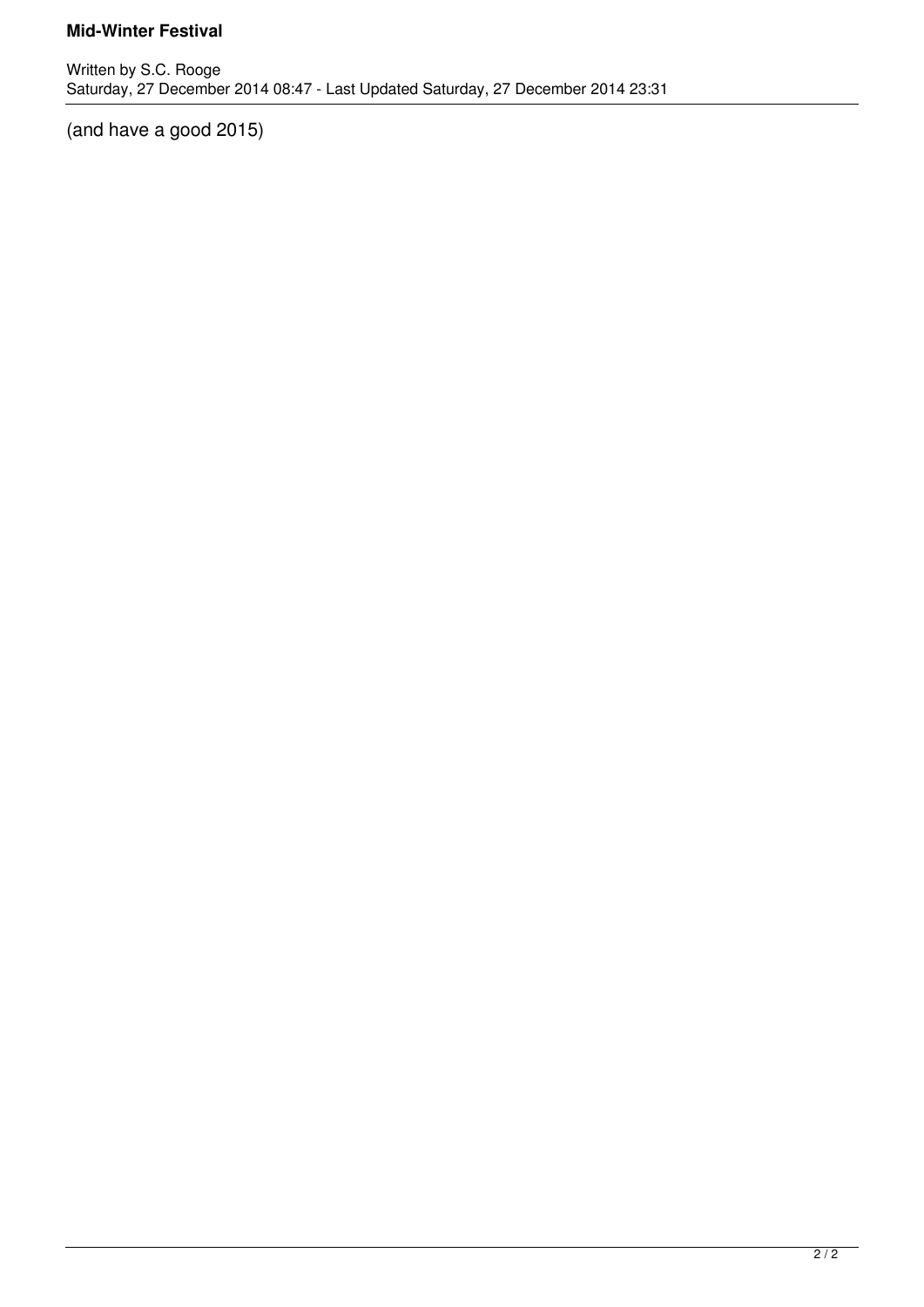(and have a good 2015)